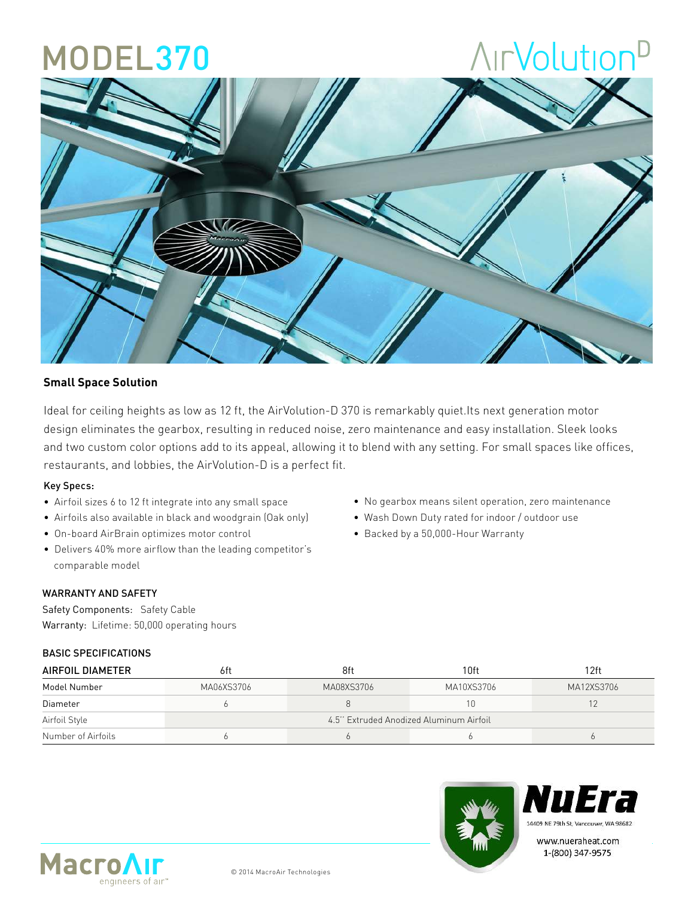# MODEL370

AirVolution D

### Small Space Solution

Ideal for ceiling heights as low as 12 ft, the AirVolution-D 370 is remarkably quiet.Its next generation motor design eliminates the gearbox, resulting in reduced noise, zero maintenance and easy installation. Sleek looks and two custom color options add to its appeal, allowing it to blend with any setting. For small spaces like offices, restaurants, and lobbies, the AirVolution-D is a perfect fit.

**Key Specs:**

- Airfoil sizes 6 to 12 ft integrate into any small space
- Airfoils also available in black and woodgrain (Oak only)
- On-board AirBrain optimizes motor control
- Delivers 40% more airflow than the leading competitor's comparable model
- No gearbox means silent operation, zero maintenance
- Wash Down Duty rated for indoor / outdoor use
- Backed by a 50,000-Hour Warranty

### WARRANTY AND SAFETY

Safety Components: Safety Cable

Warranty: Lifetime: 50,000 operating hours

### BASIC SPECIFICATIONS

| AIRFOIL DIAMETER | 6ft | 8ft | 10ft | 12ft |
|---|---|---|---|---|
| Model Number | MA06XS3706 | MA08XS3706 | MA10XS3706 | MA12XS3706 |
| Diameter | 6 | 8 | 10 | 12 |
| Airfoil Style | 4.5" Extruded Anodized Aluminum Airfoil | | | |
| Number of Airfoils | 6 | 6 | 6 | 6 |

NuEra
14409 NE 79th St, Vancouver, WA 98682
www.nueraheat.com
1-(800) 347-9575

MacroAir engineers of air™

© 2014 MacroAir Technologies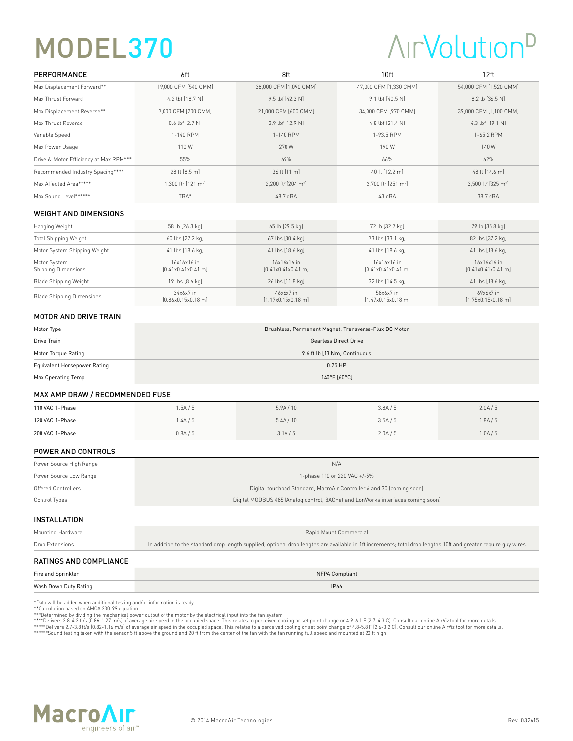# MODEL370

AirVolution D

| PERFORMANCE | 6ft | 8ft | 10ft | 12ft |
|---|---|---|---|---|
| Max Displacement Forward** | 19,000 CFM [540 CMM] | 38,000 CFM [1,090 CMM] | 47,000 CFM [1,330 CMM] | 54,000 CFM [1,520 CMM] |
| Max Thrust Forward | 4.2 lbf [18.7 N] | 9.5 lbf [42.3 N] | 9.1 lbf [40.5 N] | 8.2 lb [36.5 N] |
| Max Displacement Reverse** | 7,000 CFM [200 CMM] | 21,000 CFM [600 CMM] | 34,000 CFM [970 CMM] | 39,000 CFM [1,100 CMM] |
| Max Thrust Reverse | 0.6 lbf [2.7 N] | 2.9 lbf [12.9 N] | 4.8 lbf [21.4 N] | 4.3 lbf [19.1 N] |
| Variable Speed | 1-140 RPM | 1-140 RPM | 1-93.5 RPM | 1-65.2 RPM |
| Max Power Usage | 110 W | 270 W | 190 W | 140 W |
| Drive & Motor Efficiency at Max RPM*** | 55% | 69% | 66% | 62% |
| Recommended Industry Spacing**** | 28 ft [8.5 m] | 36 ft [11 m] | 40 ft [12.2 m] | 48 ft [14.6 m] |
| Max Affected Area***** | 1,300 ft² [121 m²] | 2,200 ft² [204 m²] | 2,700 ft² [251 m²] | 3,500 ft² [325 m²] |
| Max Sound Level****** | TBA* | 48.7 dBA | 43 dBA | 38.7 dBA |

## WEIGHT AND DIMENSIONS

| | | | | |
|---|---|---|---|---|
| Hanging Weight | 58 lb [26.3 kg] | 65 lb [29.5 kg] | 72 lb [32.7 kg] | 79 lb [35.8 kg] |
| Total Shipping Weight | 60 lbs [27.2 kg] | 67 lbs [30.4 kg] | 73 lbs [33.1 kg] | 82 lbs [37.2 kg] |
| Motor System Shipping Weight | 41 lbs [18.6 kg] | 41 lbs [18.6 kg] | 41 lbs [18.6 kg] | 41 lbs [18.6 kg] |
| Motor System Shipping Dimensions | 16x16x16 in [0.41x0.41x0.41 m] | 16x16x16 in [0.41x0.41x0.41 m] | 16x16x16 in [0.41x0.41x0.41 m] | 16x16x16 in [0.41x0.41x0.41 m] |
| Blade Shipping Weight | 19 lbs [8.6 kg] | 26 lbs [11.8 kg] | 32 lbs [14.5 kg] | 41 lbs [18.6 kg] |
| Blade Shipping Dimensions | 34x6x7 in [0.86x0.15x0.18 m] | 46x6x7 in [1.17x0.15x0.18 m] | 58x6x7 in [1.47x0.15x0.18 m] | 69x6x7 in [1.75x0.15x0.18 m] |

## MOTOR AND DRIVE TRAIN

| | |
|---|---|
| Motor Type | Brushless, Permanent Magnet, Transverse-Flux DC Motor |
| Drive Train | Gearless Direct Drive |
| Motor Torque Rating | 9.6 ft lb [13 Nm] Continuous |
| Equivalent Horsepower Rating | 0.25 HP |
| Max Operating Temp | 140°F [60°C] |

## MAX AMP DRAW / RECOMMENDED FUSE

| | | | | |
|---|---|---|---|---|
| 110 VAC 1-Phase | 1.5A / 5 | 5.9A / 10 | 3.8A / 5 | 2.0A / 5 |
| 120 VAC 1-Phase | 1.4A / 5 | 5.4A / 10 | 3.5A / 5 | 1.8A / 5 |
| 208 VAC 1-Phase | 0.8A / 5 | 3.1A / 5 | 2.0A / 5 | 1.0A / 5 |

## POWER AND CONTROLS

| | |
|---|---|
| Power Source High Range | N/A |
| Power Source Low Range | 1-phase 110 or 220 VAC +/-5% |
| Offered Controllers | Digital touchpad Standard, MacroAir Controller 6 and 30 (coming soon) |
| Control Types | Digital MODBUS 485 (Analog control, BACnet and LonWorks interfaces coming soon) |

## INSTALLATION

| | |
|---|---|
| Mounting Hardware | Rapid Mount Commercial |
| Drop Extensions | In addition to the standard drop length supplied, optional drop lengths are available in 1ft increments; total drop lengths 10ft and greater require guy wires |

## RATINGS AND COMPLIANCE

| | |
|---|---|
| Fire and Sprinkler | NFPA Compliant |
| Wash Down Duty Rating | IP66 |

*Data will be added when additional testing and/or information is ready
**Calculation based on AMCA 230-99 equation
***Determined by dividing the mechanical power output of the motor by the electrical input into the fan system
****Delivers 2.8-4.2 ft/s [0.86-1.27 m/s] of average air speed in the occupied space. This relates to perceived cooling or set point change or 4.9-6.1 F [2.7-4.3 C]. Consult our online AirViz tool for more details
*****Delivers 2.7-3.8 ft/s [0.82-1.16 m/s] of average air speed in the occupied space. This relates to a perceived cooling or set point change of 4.8-5.8 F [2.6-3.2 C]. Consult our online AirViz tool for more details.
******Sound testing taken with the sensor 5 ft above the ground and 20 ft from the center of the fan with the fan running full speed and mounted at 20 ft high.

MacroAir engineers of air™

© 2014 MacroAir Technologies

Rev. 032615